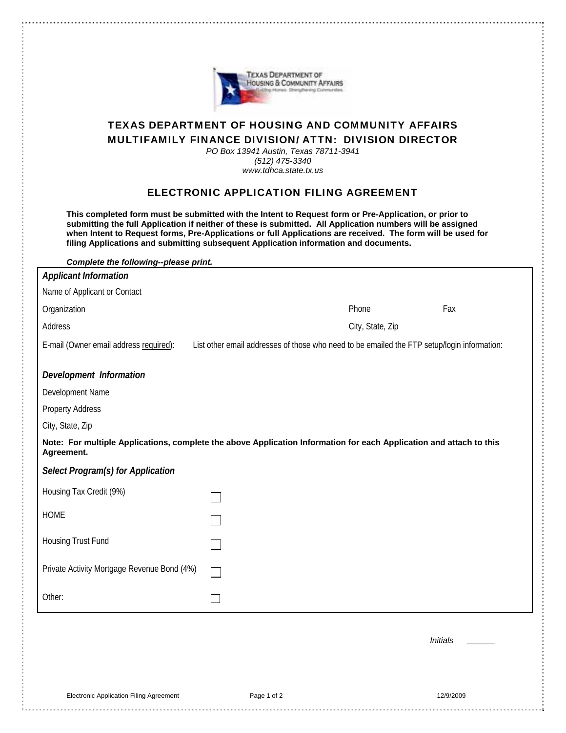# TEXAS DEPARTMENT OF HOUSING AND COMMUNITY AFFAIRS

## MULTIFAMILY FINANCE DIVISION/ ATTN: DIVISION DIRECTOR

*PO Box 13941 Austin, Texas 78711-3941*
*(512) 475-3340*
*www.tdhca.state.tx.us*

## ELECTRONIC APPLICATION FILING AGREEMENT

**This completed form must be submitted with the Intent to Request form or Pre-Application, or prior to submitting the full Application if neither of these is submitted. All Application numbers will be assigned when Intent to Request forms, Pre-Applications or full Applications are received. The form will be used for filing Applications and submitting subsequent Application information and documents.**

***Complete the following--please print.***

***Applicant Information***

Name of Applicant or Contact

Organization | Phone | Fax

Address | City, State, Zip

E-mail (Owner email address required): | List other email addresses of those who need to be emailed the FTP setup/login information:

***Development Information***

Development Name

Property Address

City, State, Zip

**Note: For multiple Applications, complete the above Application Information for each Application and attach to this Agreement.**

***Select Program(s) for Application***

Housing Tax Credit (9%) ☐

HOME ☐

Housing Trust Fund ☐

Private Activity Mortgage Revenue Bond (4%) ☐

Other: ☐

*Initials* ______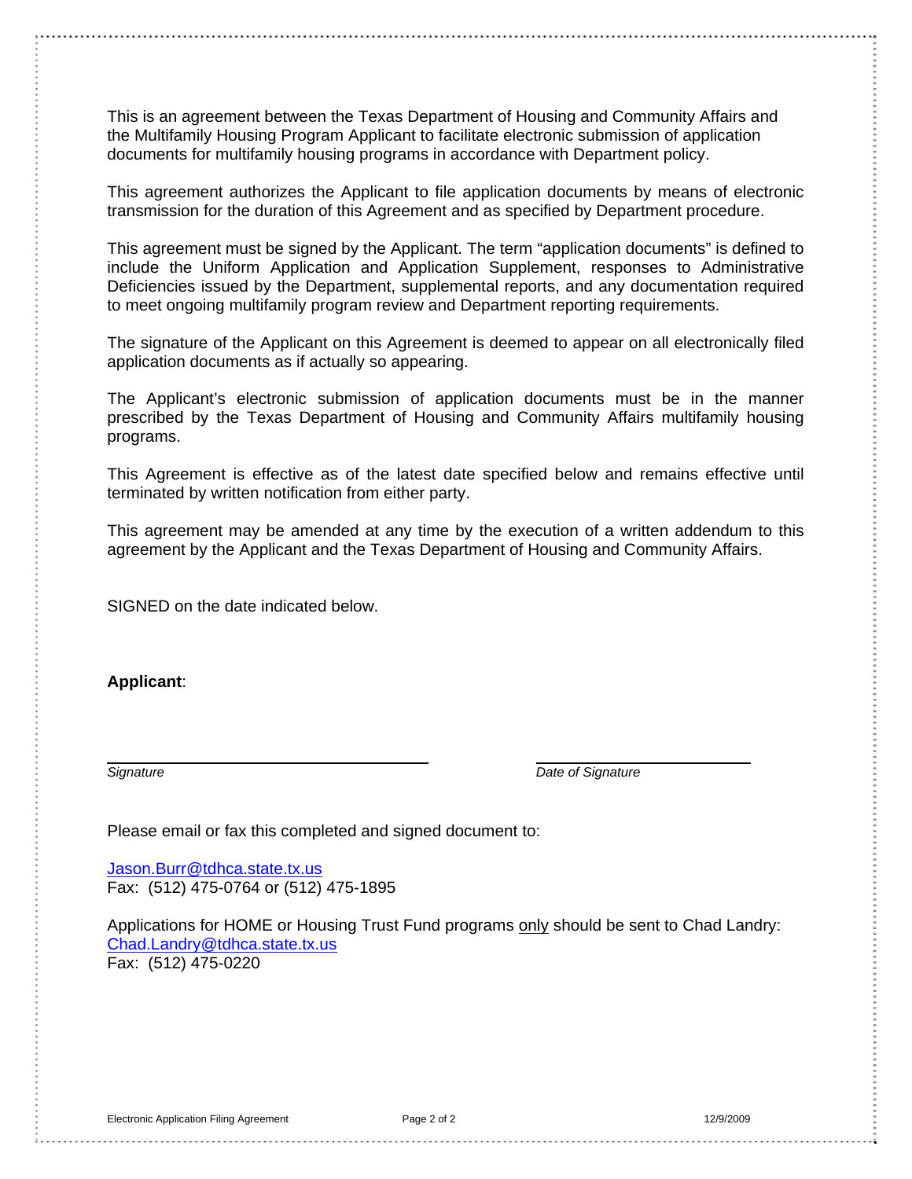This is an agreement between the Texas Department of Housing and Community Affairs and the Multifamily Housing Program Applicant to facilitate electronic submission of application documents for multifamily housing programs in accordance with Department policy.

This agreement authorizes the Applicant to file application documents by means of electronic transmission for the duration of this Agreement and as specified by Department procedure.

This agreement must be signed by the Applicant. The term "application documents" is defined to include the Uniform Application and Application Supplement, responses to Administrative Deficiencies issued by the Department, supplemental reports, and any documentation required to meet ongoing multifamily program review and Department reporting requirements.

The signature of the Applicant on this Agreement is deemed to appear on all electronically filed application documents as if actually so appearing.

The Applicant's electronic submission of application documents must be in the manner prescribed by the Texas Department of Housing and Community Affairs multifamily housing programs.

This Agreement is effective as of the latest date specified below and remains effective until terminated by written notification from either party.

This agreement may be amended at any time by the execution of a written addendum to this agreement by the Applicant and the Texas Department of Housing and Community Affairs.

SIGNED on the date indicated below.

**Applicant**:

______________________________ ______________________

*Signature* *Date of Signature*

Please email or fax this completed and signed document to:

Jason.Burr@tdhca.state.tx.us
Fax: (512) 475-0764 or (512) 475-1895

Applications for HOME or Housing Trust Fund programs only should be sent to Chad Landry:
Chad.Landry@tdhca.state.tx.us
Fax: (512) 475-0220